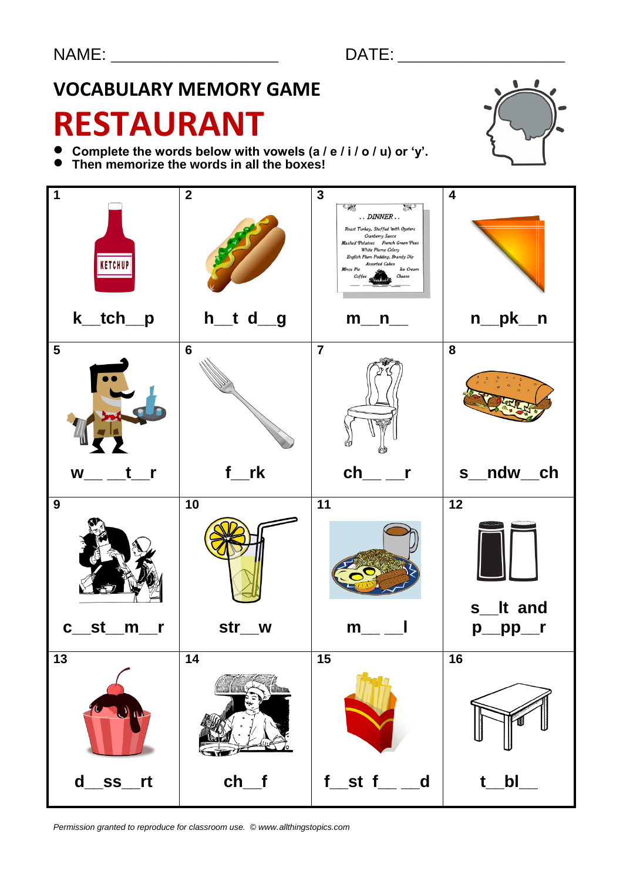NAME: ____________________ DATE: ____________________

## VOCABULARY MEMORY GAME

# RESTAURANT

- **Complete the words below with vowels (a / e / i / o / u) or 'y'.**
- **Then memorize the words in all the boxes!**

| 1 | 2 | 3 | 4 |
|---|---|---|---|
| k__tch__p | h__t d__g | m__n__ | n__pk__n |
| **5** | **6** | **7** | **8** |
| w__ __t__r | f__rk | ch__ __r | s__ndw__ch |
| **9** | **10** | **11** | **12** |
| c__st__m__r | str__w | m__ __l | s__lt and p__pp__r |
| **13** | **14** | **15** | **16** |
| d__ss__rt | ch__f | f__st f__ __d | t__bl__ |

*Permission granted to reproduce for classroom use. © www.allthingstopics.com*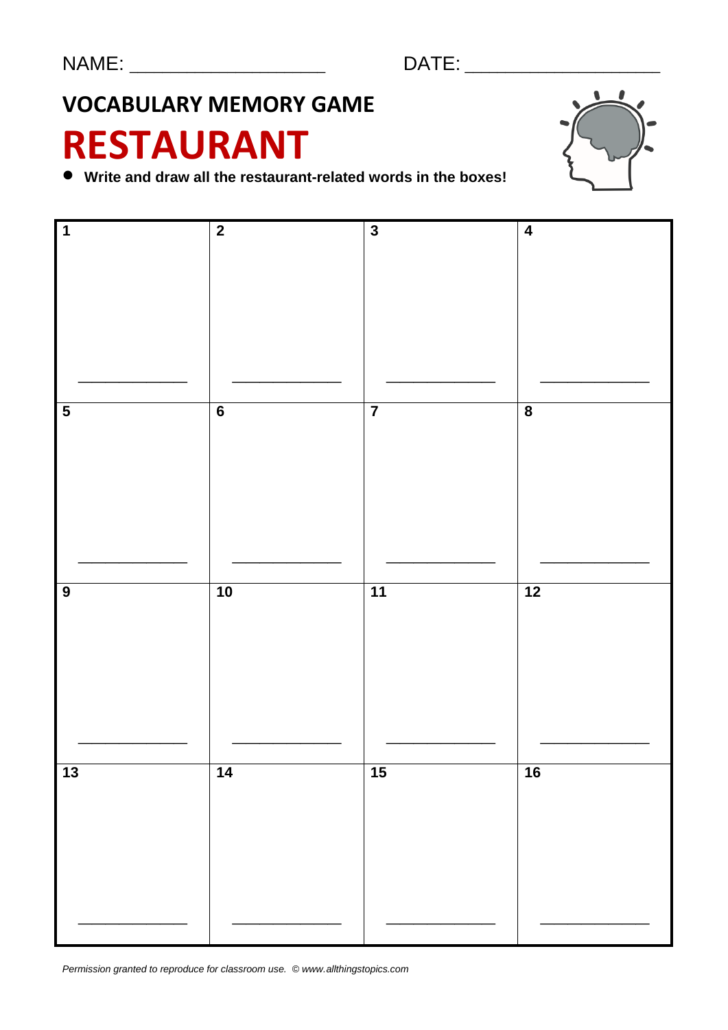NAME: ___________________ DATE: ___________________

## VOCABULARY MEMORY GAME

# RESTAURANT

- **Write and draw all the restaurant-related words in the boxes!**

| 1 | 2 | 3 | 4 |
|---|---|---|---|
| ______________ | ______________ | ______________ | ______________ |
| **5** | **6** | **7** | **8** |
| ______________ | ______________ | ______________ | ______________ |
| **9** | **10** | **11** | **12** |
| ______________ | ______________ | ______________ | ______________ |
| **13** | **14** | **15** | **16** |
| ______________ | ______________ | ______________ | ______________ |

*Permission granted to reproduce for classroom use. © www.allthingstopics.com*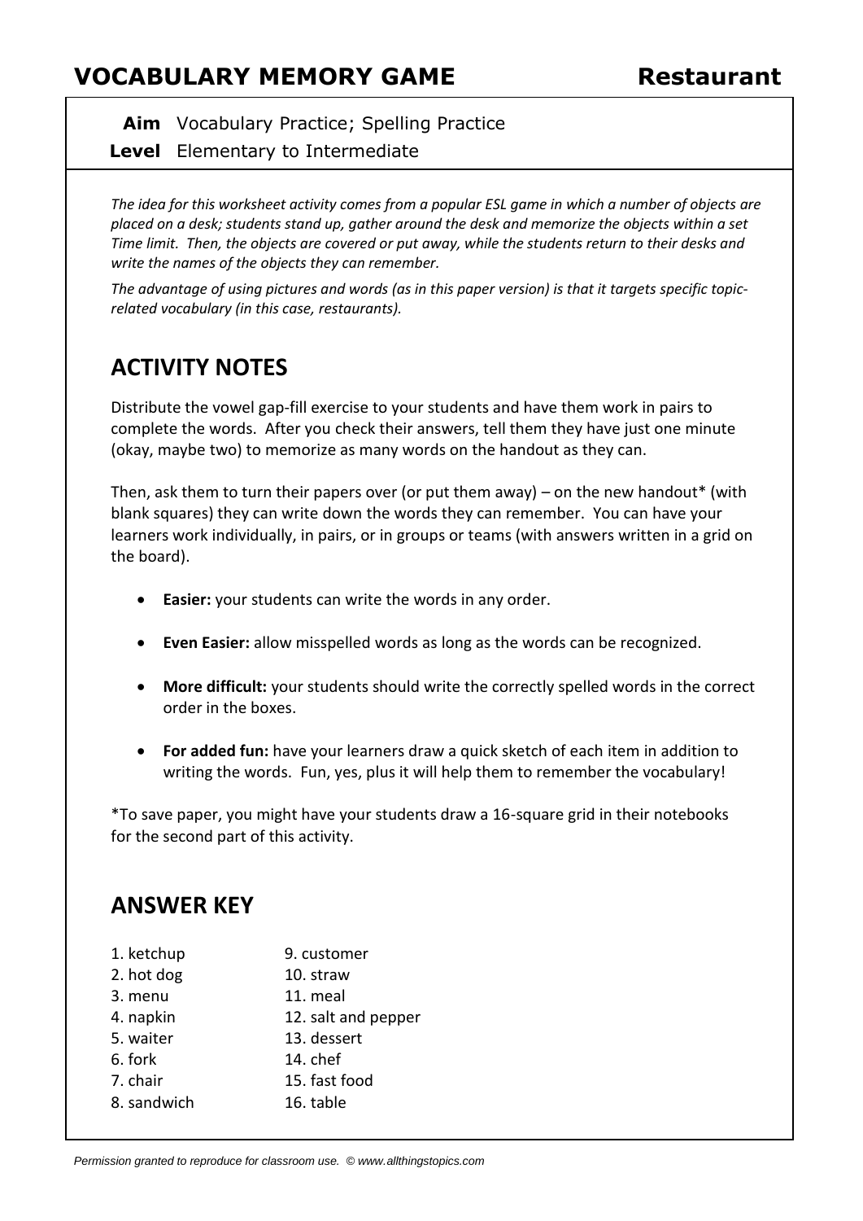# VOCABULARY MEMORY GAME — Restaurant

**Aim** Vocabulary Practice; Spelling Practice
**Level** Elementary to Intermediate

*The idea for this worksheet activity comes from a popular ESL game in which a number of objects are placed on a desk; students stand up, gather around the desk and memorize the objects within a set Time limit. Then, the objects are covered or put away, while the students return to their desks and write the names of the objects they can remember.*

*The advantage of using pictures and words (as in this paper version) is that it targets specific topic-related vocabulary (in this case, restaurants).*

## ACTIVITY NOTES

Distribute the vowel gap-fill exercise to your students and have them work in pairs to complete the words. After you check their answers, tell them they have just one minute (okay, maybe two) to memorize as many words on the handout as they can.

Then, ask them to turn their papers over (or put them away) – on the new handout* (with blank squares) they can write down the words they can remember. You can have your learners work individually, in pairs, or in groups or teams (with answers written in a grid on the board).

- **Easier:** your students can write the words in any order.
- **Even Easier:** allow misspelled words as long as the words can be recognized.
- **More difficult:** your students should write the correctly spelled words in the correct order in the boxes.
- **For added fun:** have your learners draw a quick sketch of each item in addition to writing the words. Fun, yes, plus it will help them to remember the vocabulary!

*To save paper, you might have your students draw a 16-square grid in their notebooks for the second part of this activity.

## ANSWER KEY

1. ketchup
2. hot dog
3. menu
4. napkin
5. waiter
6. fork
7. chair
8. sandwich
9. customer
10. straw
11. meal
12. salt and pepper
13. dessert
14. chef
15. fast food
16. table

*Permission granted to reproduce for classroom use. © www.allthingstopics.com*